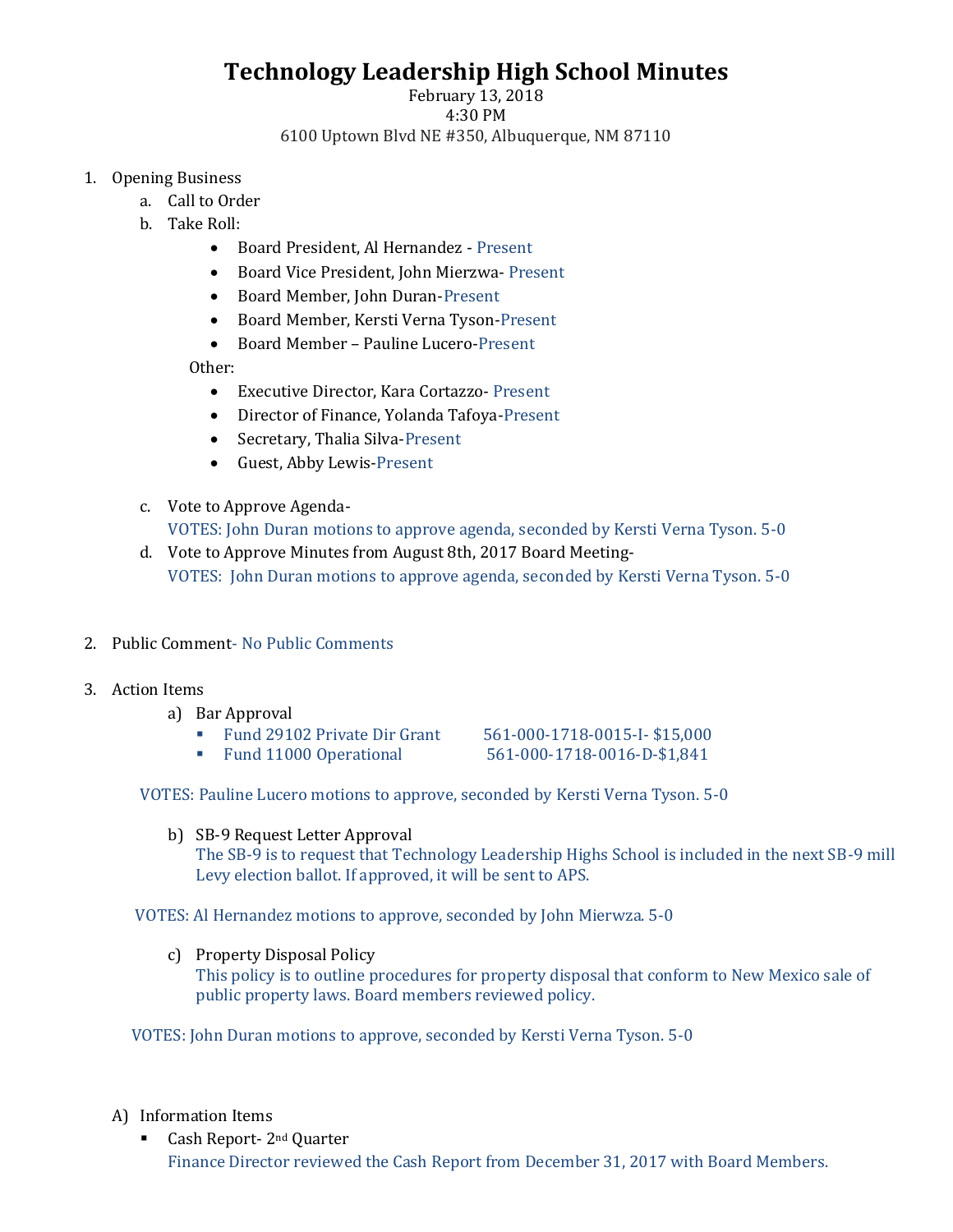# Technology Leadership High School Minutes

February 13, 2018
4:30 PM
6100 Uptown Blvd NE #350, Albuquerque, NM 87110

1. Opening Business
   a. Call to Order
   b. Take Roll:
      - Board President, Al Hernandez - Present
      - Board Vice President, John Mierzwa- Present
      - Board Member, John Duran-Present
      - Board Member, Kersti Verna Tyson-Present
      - Board Member – Pauline Lucero-Present

      Other:
      - Executive Director, Kara Cortazzo- Present
      - Director of Finance, Yolanda Tafoya-Present
      - Secretary, Thalia Silva-Present
      - Guest, Abby Lewis-Present

   c. Vote to Approve Agenda-
      VOTES: John Duran motions to approve agenda, seconded by Kersti Verna Tyson. 5-0
   d. Vote to Approve Minutes from August 8th, 2017 Board Meeting-
      VOTES: John Duran motions to approve agenda, seconded by Kersti Verna Tyson. 5-0

2. Public Comment- No Public Comments

3. Action Items
   a) Bar Approval
      - Fund 29102 Private Dir Grant 561-000-1718-0015-I- $15,000
      - Fund 11000 Operational 561-000-1718-0016-D-$1,841

   VOTES: Pauline Lucero motions to approve, seconded by Kersti Verna Tyson. 5-0

   b) SB-9 Request Letter Approval
      The SB-9 is to request that Technology Leadership Highs School is included in the next SB-9 mill Levy election ballot. If approved, it will be sent to APS.

   VOTES: Al Hernandez motions to approve, seconded by John Mierwza. 5-0

   c) Property Disposal Policy
      This policy is to outline procedures for property disposal that conform to New Mexico sale of public property laws. Board members reviewed policy.

   VOTES: John Duran motions to approve, seconded by Kersti Verna Tyson. 5-0

A) Information Items
   - Cash Report- 2nd Quarter
     Finance Director reviewed the Cash Report from December 31, 2017 with Board Members.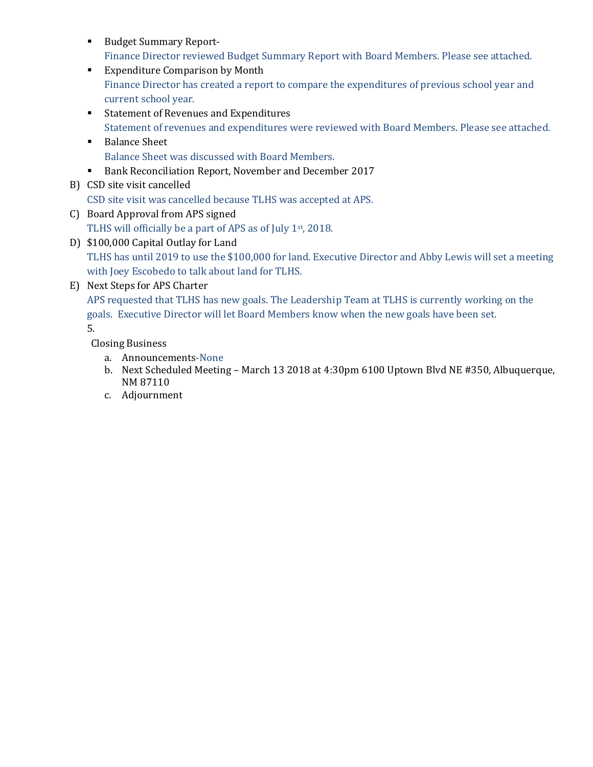- Budget Summary Report-
  Finance Director reviewed Budget Summary Report with Board Members. Please see attached.
- Expenditure Comparison by Month
  Finance Director has created a report to compare the expenditures of previous school year and current school year.
- Statement of Revenues and Expenditures
  Statement of revenues and expenditures were reviewed with Board Members. Please see attached.
- Balance Sheet
  Balance Sheet was discussed with Board Members.
- Bank Reconciliation Report, November and December 2017

B) CSD site visit cancelled
CSD site visit was cancelled because TLHS was accepted at APS.

C) Board Approval from APS signed
TLHS will officially be a part of APS as of July 1st, 2018.

D) $100,000 Capital Outlay for Land
TLHS has until 2019 to use the $100,000 for land. Executive Director and Abby Lewis will set a meeting with Joey Escobedo to talk about land for TLHS.

E) Next Steps for APS Charter
APS requested that TLHS has new goals. The Leadership Team at TLHS is currently working on the goals. Executive Director will let Board Members know when the new goals have been set.

5.
Closing Business

a. Announcements-None
b. Next Scheduled Meeting – March 13 2018 at 4:30pm 6100 Uptown Blvd NE #350, Albuquerque, NM 87110
c. Adjournment